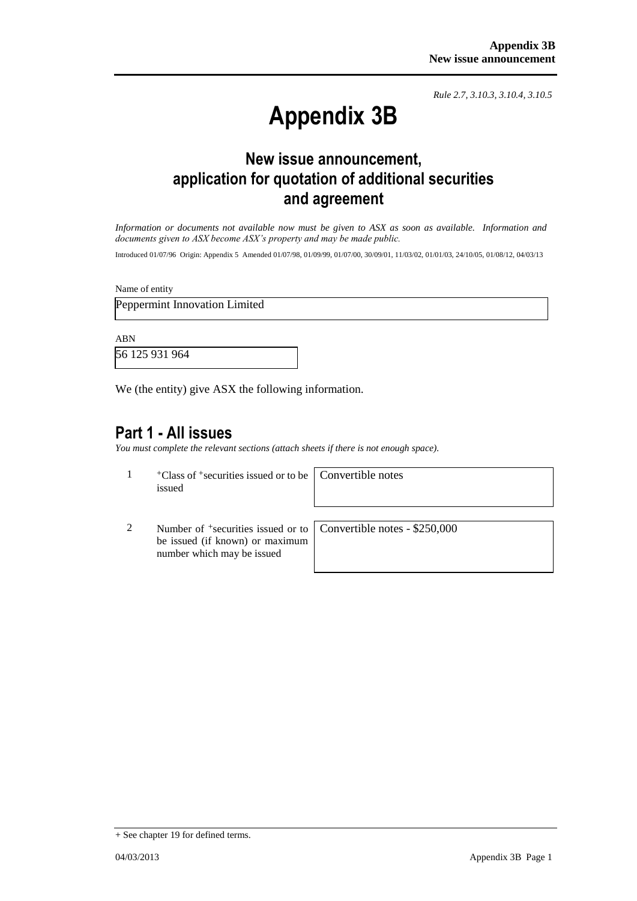*Rule 2.7, 3.10.3, 3.10.4, 3.10.5*

# Appendix 3B

## New issue announcement, application for quotation of additional securities and agreement

*Information or documents not available now must be given to ASX as soon as available. Information and documents given to ASX become ASX's property and may be made public.*

Introduced 01/07/96 Origin: Appendix 5 Amended 01/07/98, 01/09/99, 01/07/00, 30/09/01, 11/03/02, 01/01/03, 24/10/05, 01/08/12, 04/03/13

Name of entity

Peppermint Innovation Limited

ABN

56 125 931 964

We (the entity) give ASX the following information.

## Part 1 - All issues

*You must complete the relevant sections (attach sheets if there is not enough space).*

| | | |
|---|---|---|
| 1 | +Class of +securities issued or to be issued | Convertible notes |
| 2 | Number of +securities issued or to be issued (if known) or maximum number which may be issued | Convertible notes - $250,000 |

+ See chapter 19 for defined terms.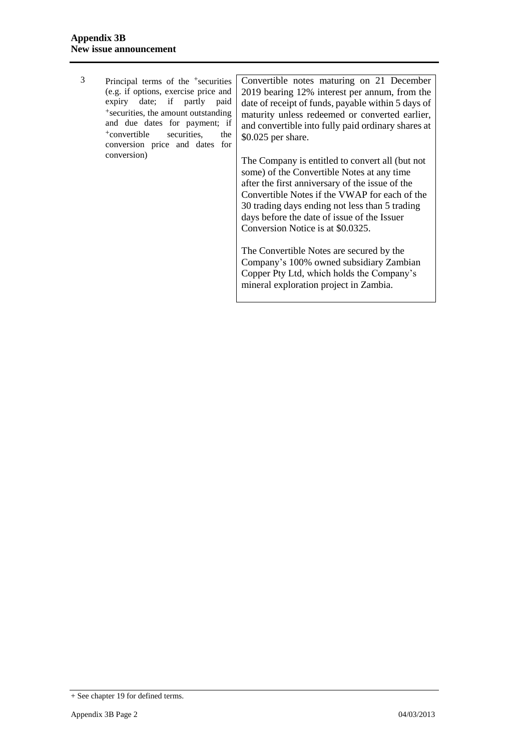| | | |
|---|---|---|
| 3 | Principal terms of the +securities (e.g. if options, exercise price and expiry date; if partly paid +securities, the amount outstanding and due dates for payment; if +convertible securities, the conversion price and dates for conversion) | Convertible notes maturing on 21 December 2019 bearing 12% interest per annum, from the date of receipt of funds, payable within 5 days of maturity unless redeemed or converted earlier, and convertible into fully paid ordinary shares at $0.025 per share.<br><br>The Company is entitled to convert all (but not some) of the Convertible Notes at any time after the first anniversary of the issue of the Convertible Notes if the VWAP for each of the 30 trading days ending not less than 5 trading days before the date of issue of the Issuer Conversion Notice is at $0.0325.<br><br>The Convertible Notes are secured by the Company's 100% owned subsidiary Zambian Copper Pty Ltd, which holds the Company's mineral exploration project in Zambia. |

+ See chapter 19 for defined terms.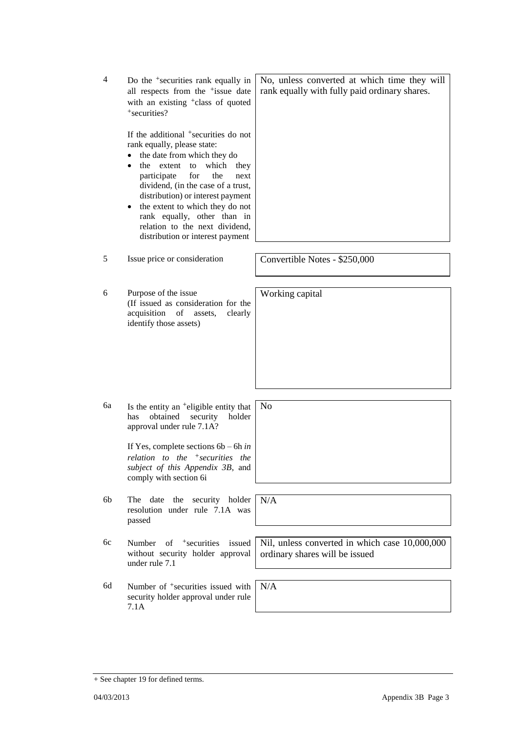| | | |
|---|---|---|
| 4 | Do the +securities rank equally in all respects from the +issue date with an existing +class of quoted +securities?<br><br>If the additional +securities do not rank equally, please state:<br>• the date from which they do<br>• the extent to which they participate for the next dividend, (in the case of a trust, distribution) or interest payment<br>• the extent to which they do not rank equally, other than in relation to the next dividend, distribution or interest payment | No, unless converted at which time they will rank equally with fully paid ordinary shares. |
| 5 | Issue price or consideration | Convertible Notes - $250,000 |
| 6 | Purpose of the issue<br>(If issued as consideration for the acquisition of assets, clearly identify those assets) | Working capital |
| 6a | Is the entity an +eligible entity that has obtained security holder approval under rule 7.1A?<br><br>If Yes, complete sections 6b – 6h *in relation to the +securities the subject of this Appendix 3B*, and comply with section 6i | No |
| 6b | The date the security holder resolution under rule 7.1A was passed | N/A |
| 6c | Number of +securities issued without security holder approval under rule 7.1 | Nil, unless converted in which case 10,000,000 ordinary shares will be issued |
| 6d | Number of +securities issued with security holder approval under rule 7.1A | N/A |

+ See chapter 19 for defined terms.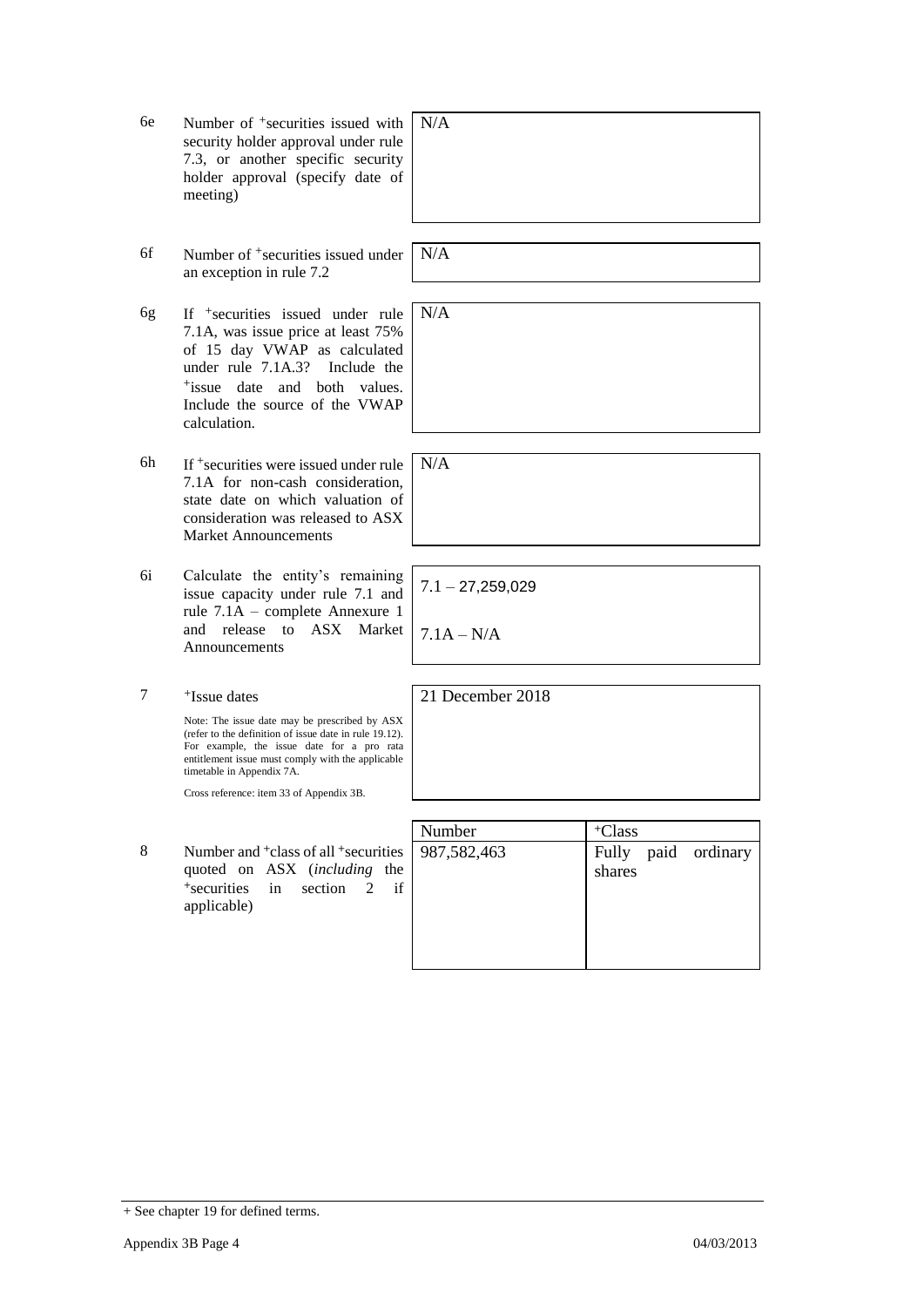| | | | |
|---|---|---|---|
| 6e | Number of +securities issued with security holder approval under rule 7.3, or another specific security holder approval (specify date of meeting) | N/A | |
| 6f | Number of +securities issued under an exception in rule 7.2 | N/A | |
| 6g | If +securities issued under rule 7.1A, was issue price at least 75% of 15 day VWAP as calculated under rule 7.1A.3? Include the +issue date and both values. Include the source of the VWAP calculation. | N/A | |
| 6h | If +securities were issued under rule 7.1A for non-cash consideration, state date on which valuation of consideration was released to ASX Market Announcements | N/A | |
| 6i | Calculate the entity's remaining issue capacity under rule 7.1 and rule 7.1A – complete Annexure 1 and release to ASX Market Announcements | 7.1 – 27,259,029<br><br>7.1A – N/A | |
| 7 | +Issue dates<br><br>Note: The issue date may be prescribed by ASX (refer to the definition of issue date in rule 19.12). For example, the issue date for a pro rata entitlement issue must comply with the applicable timetable in Appendix 7A.<br><br>Cross reference: item 33 of Appendix 3B. | 21 December 2018 | |

| | | Number | +Class |
|---|---|---|---|
| 8 | Number and +class of all +securities quoted on ASX (*including* the +securities in section 2 if applicable) | 987,582,463 | Fully paid ordinary shares |

+ See chapter 19 for defined terms.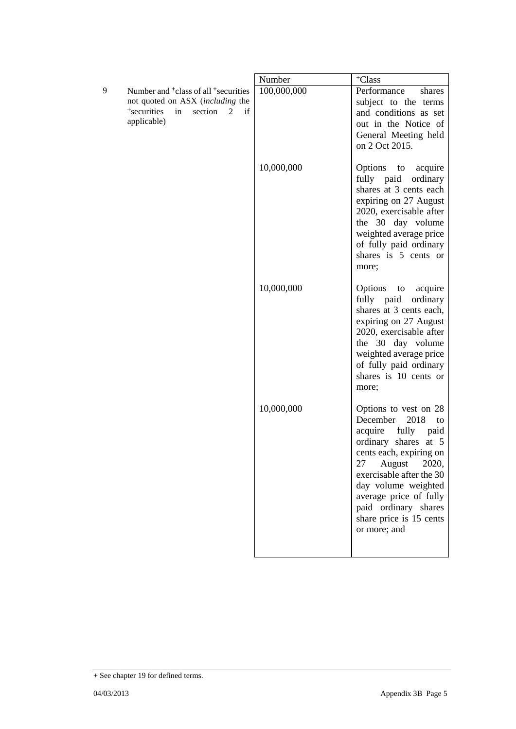| | | Number | +Class |
|---|---|---|---|
| 9 | Number and +class of all +securities not quoted on ASX (*including* the +securities in section 2 if applicable) | 100,000,000 | Performance shares subject to the terms and conditions as set out in the Notice of General Meeting held on 2 Oct 2015. |
| | | 10,000,000 | Options to acquire fully paid ordinary shares at 3 cents each expiring on 27 August 2020, exercisable after the 30 day volume weighted average price of fully paid ordinary shares is 5 cents or more; |
| | | 10,000,000 | Options to acquire fully paid ordinary shares at 3 cents each, expiring on 27 August 2020, exercisable after the 30 day volume weighted average price of fully paid ordinary shares is 10 cents or more; |
| | | 10,000,000 | Options to vest on 28 December 2018 to acquire fully paid ordinary shares at 5 cents each, expiring on 27 August 2020, exercisable after the 30 day volume weighted average price of fully paid ordinary shares share price is 15 cents or more; and |

+ See chapter 19 for defined terms.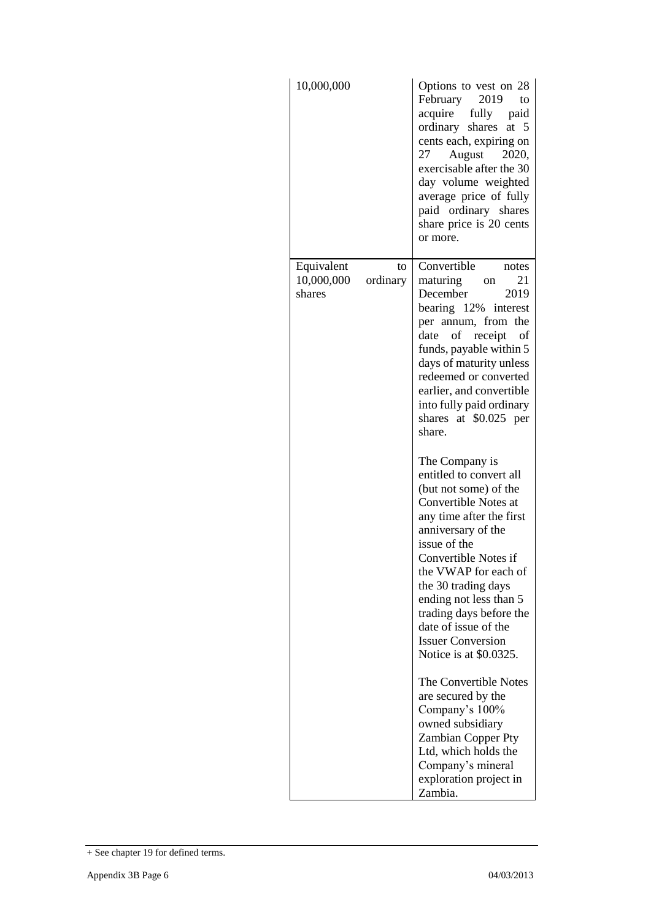| | |
|---|---|
| 10,000,000 | Options to vest on 28 February 2019 to acquire fully paid ordinary shares at 5 cents each, expiring on 27 August 2020, exercisable after the 30 day volume weighted average price of fully paid ordinary shares share price is 20 cents or more. |
| Equivalent to 10,000,000 ordinary shares | Convertible notes maturing on 21 December 2019 bearing 12% interest per annum, from the date of receipt of funds, payable within 5 days of maturity unless redeemed or converted earlier, and convertible into fully paid ordinary shares at \$0.025 per share.<br><br>The Company is entitled to convert all (but not some) of the Convertible Notes at any time after the first anniversary of the issue of the Convertible Notes if the VWAP for each of the 30 trading days ending not less than 5 trading days before the date of issue of the Issuer Conversion Notice is at \$0.0325.<br><br>The Convertible Notes are secured by the Company's 100% owned subsidiary Zambian Copper Pty Ltd, which holds the Company's mineral exploration project in Zambia. |

+ See chapter 19 for defined terms.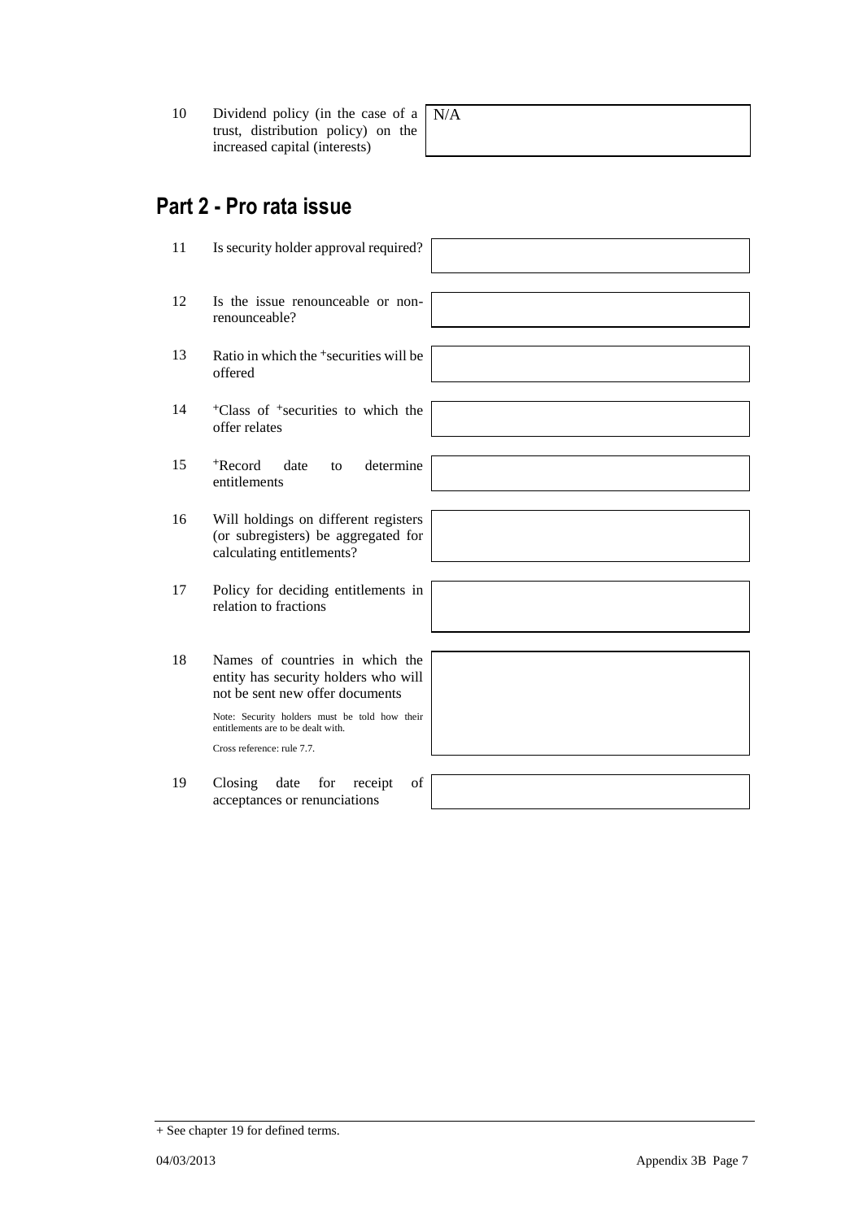| | | |
|---|---|---|
| 10 | Dividend policy (in the case of a trust, distribution policy) on the increased capital (interests) | N/A |

## Part 2 - Pro rata issue

| | | |
|---|---|---|
| 11 | Is security holder approval required? | |
| 12 | Is the issue renounceable or non-renounceable? | |
| 13 | Ratio in which the +securities will be offered | |
| 14 | +Class of +securities to which the offer relates | |
| 15 | +Record date to determine entitlements | |
| 16 | Will holdings on different registers (or subregisters) be aggregated for calculating entitlements? | |
| 17 | Policy for deciding entitlements in relation to fractions | |
| 18 | Names of countries in which the entity has security holders who will not be sent new offer documents<br><br>Note: Security holders must be told how their entitlements are to be dealt with.<br><br>Cross reference: rule 7.7. | |
| 19 | Closing date for receipt of acceptances or renunciations | |

+ See chapter 19 for defined terms.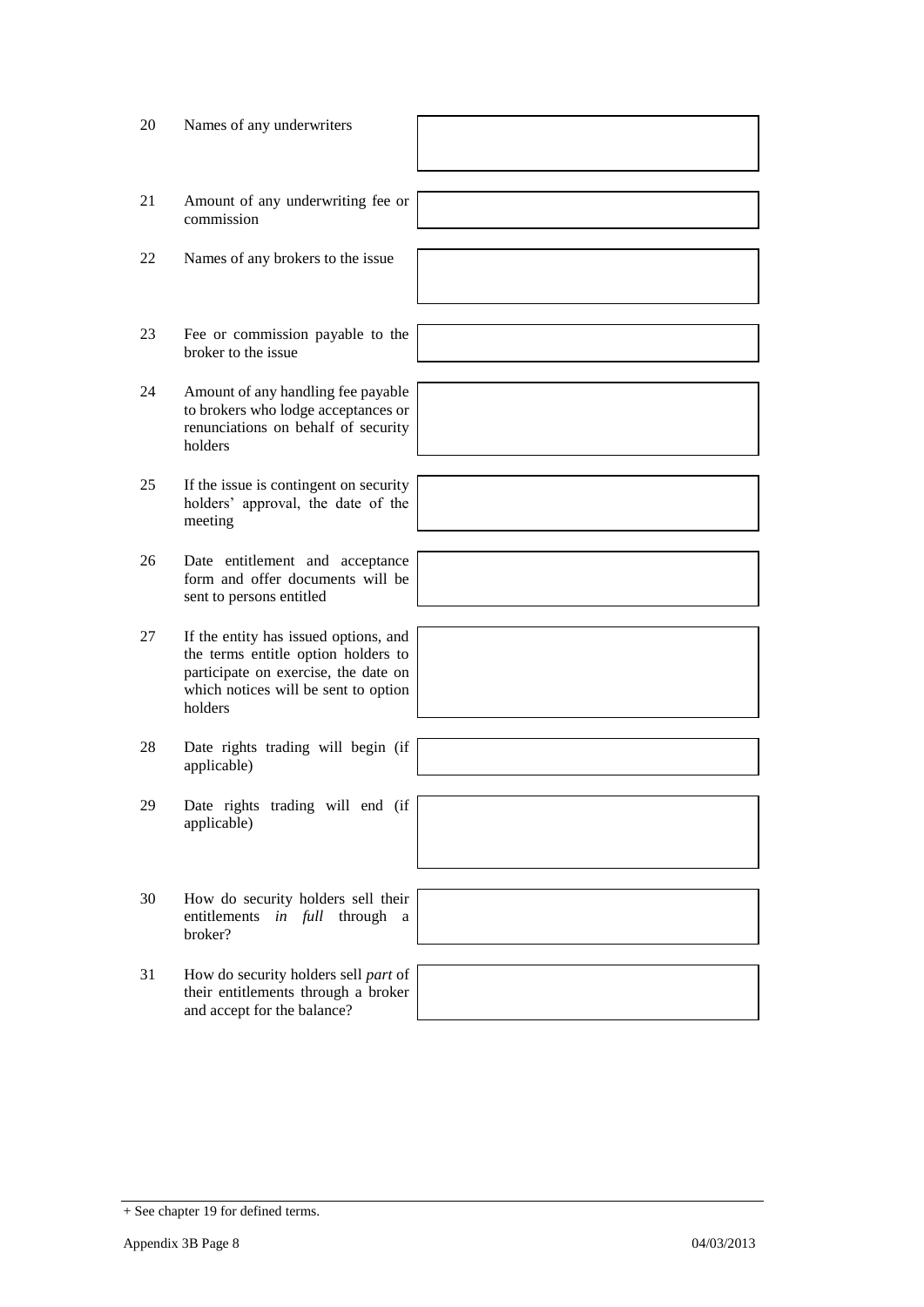| | | |
|---|---|---|
| 20 | Names of any underwriters | |
| 21 | Amount of any underwriting fee or commission | |
| 22 | Names of any brokers to the issue | |
| 23 | Fee or commission payable to the broker to the issue | |
| 24 | Amount of any handling fee payable to brokers who lodge acceptances or renunciations on behalf of security holders | |
| 25 | If the issue is contingent on security holders' approval, the date of the meeting | |
| 26 | Date entitlement and acceptance form and offer documents will be sent to persons entitled | |
| 27 | If the entity has issued options, and the terms entitle option holders to participate on exercise, the date on which notices will be sent to option holders | |
| 28 | Date rights trading will begin (if applicable) | |
| 29 | Date rights trading will end (if applicable) | |
| 30 | How do security holders sell their entitlements *in full* through a broker? | |
| 31 | How do security holders sell *part* of their entitlements through a broker and accept for the balance? | |

+ See chapter 19 for defined terms.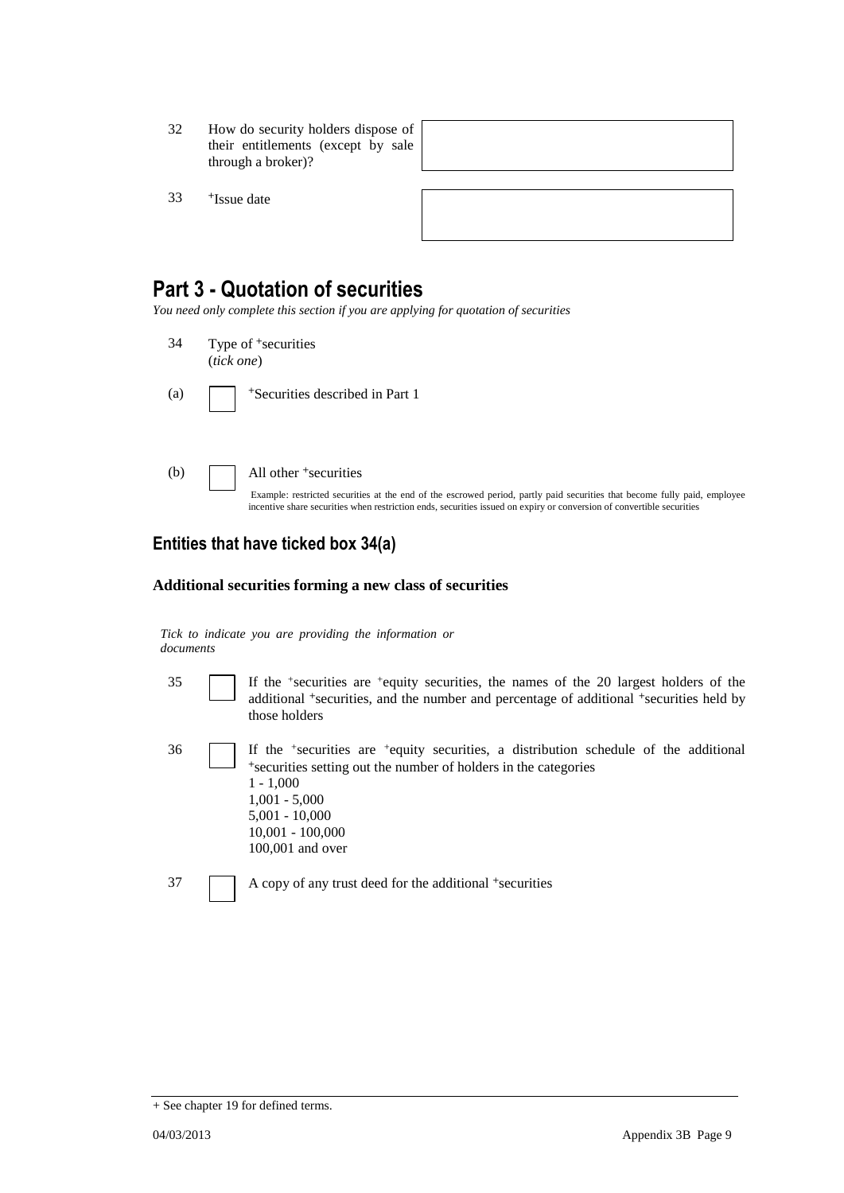| | | |
|---|---|---|
| 32 | How do security holders dispose of their entitlements (except by sale through a broker)? | |
| 33 | +Issue date | |

## Part 3 - Quotation of securities

*You need only complete this section if you are applying for quotation of securities*

34 Type of +securities
(*tick one*)

(a) ☐ +Securities described in Part 1

(b) ☐ All other +securities

Example: restricted securities at the end of the escrowed period, partly paid securities that become fully paid, employee incentive share securities when restriction ends, securities issued on expiry or conversion of convertible securities

### Entities that have ticked box 34(a)

**Additional securities forming a new class of securities**

*Tick to indicate you are providing the information or documents*

35 ☐ If the +securities are +equity securities, the names of the 20 largest holders of the additional +securities, and the number and percentage of additional +securities held by those holders

36 ☐ If the +securities are +equity securities, a distribution schedule of the additional +securities setting out the number of holders in the categories
1 - 1,000
1,001 - 5,000
5,001 - 10,000
10,001 - 100,000
100,001 and over

37 ☐ A copy of any trust deed for the additional +securities

+ See chapter 19 for defined terms.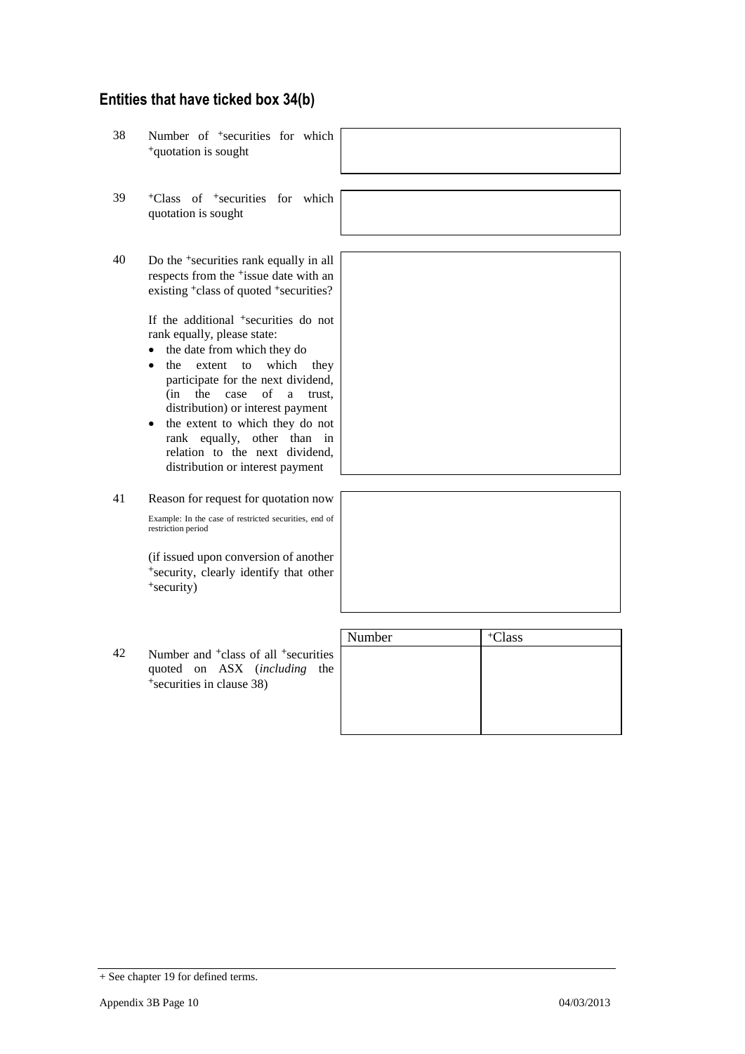## Entities that have ticked box 34(b)

| | | |
|---|---|---|
| 38 | Number of +securities for which +quotation is sought | |
| 39 | +Class of +securities for which quotation is sought | |
| 40 | Do the +securities rank equally in all respects from the +issue date with an existing +class of quoted +securities?<br><br>If the additional +securities do not rank equally, please state:<br>• the date from which they do<br>• the extent to which they participate for the next dividend, (in the case of a trust, distribution) or interest payment<br>• the extent to which they do not rank equally, other than in relation to the next dividend, distribution or interest payment | |
| 41 | Reason for request for quotation now<br><br>Example: In the case of restricted securities, end of restriction period<br><br>(if issued upon conversion of another +security, clearly identify that other +security) | |

| | | Number | +Class |
|---|---|---|---|
| 42 | Number and +class of all +securities quoted on ASX (*including* the +securities in clause 38) | | |

+ See chapter 19 for defined terms.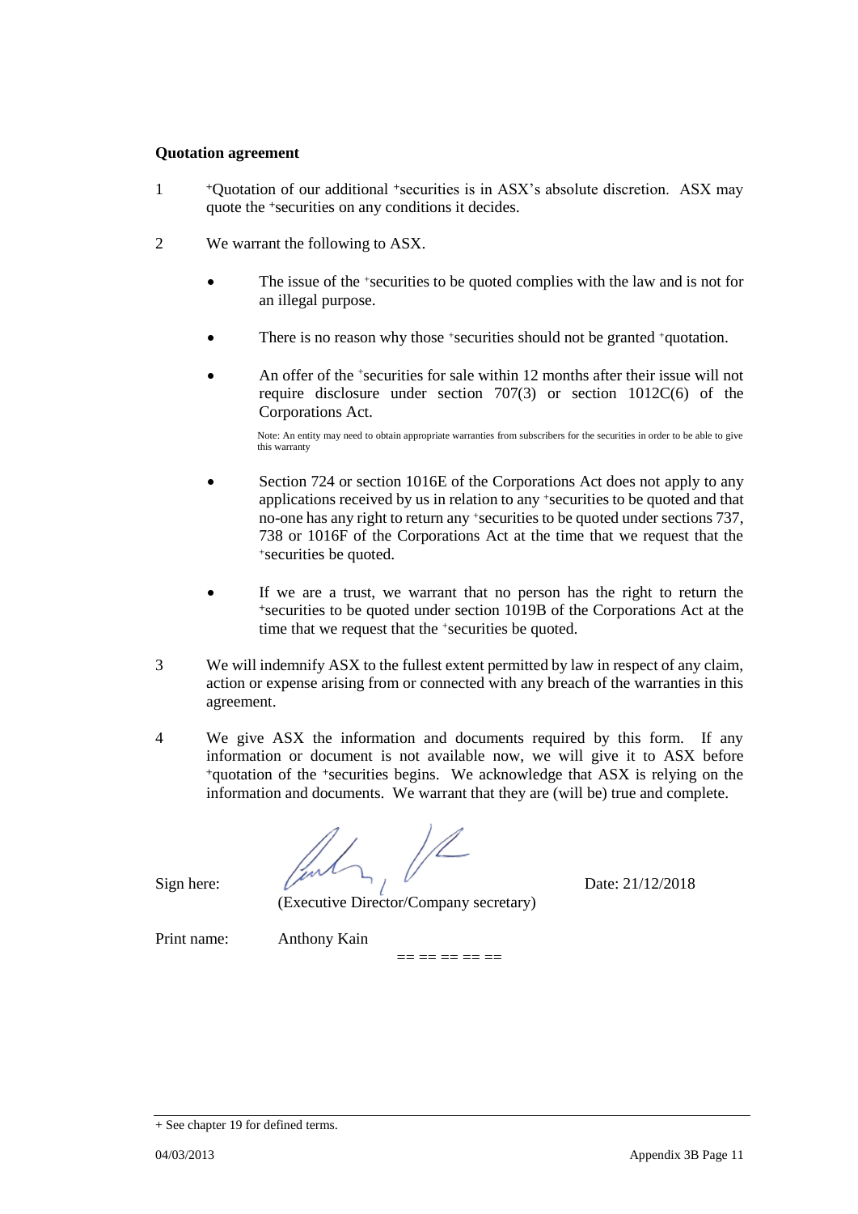**Quotation agreement**

1. +Quotation of our additional +securities is in ASX's absolute discretion. ASX may quote the +securities on any conditions it decides.

2. We warrant the following to ASX.

   - The issue of the +securities to be quoted complies with the law and is not for an illegal purpose.

   - There is no reason why those +securities should not be granted +quotation.

   - An offer of the +securities for sale within 12 months after their issue will not require disclosure under section 707(3) or section 1012C(6) of the Corporations Act.

     Note: An entity may need to obtain appropriate warranties from subscribers for the securities in order to be able to give this warranty

   - Section 724 or section 1016E of the Corporations Act does not apply to any applications received by us in relation to any +securities to be quoted and that no-one has any right to return any +securities to be quoted under sections 737, 738 or 1016F of the Corporations Act at the time that we request that the +securities be quoted.

   - If we are a trust, we warrant that no person has the right to return the +securities to be quoted under section 1019B of the Corporations Act at the time that we request that the +securities be quoted.

3. We will indemnify ASX to the fullest extent permitted by law in respect of any claim, action or expense arising from or connected with any breach of the warranties in this agreement.

4. We give ASX the information and documents required by this form. If any information or document is not available now, we will give it to ASX before +quotation of the +securities begins. We acknowledge that ASX is relying on the information and documents. We warrant that they are (will be) true and complete.

Sign here: (Executive Director/Company secretary) Date: 21/12/2018

Print name: Anthony Kain

== == == == ==

+ See chapter 19 for defined terms.

04/03/2013 Appendix 3B Page 11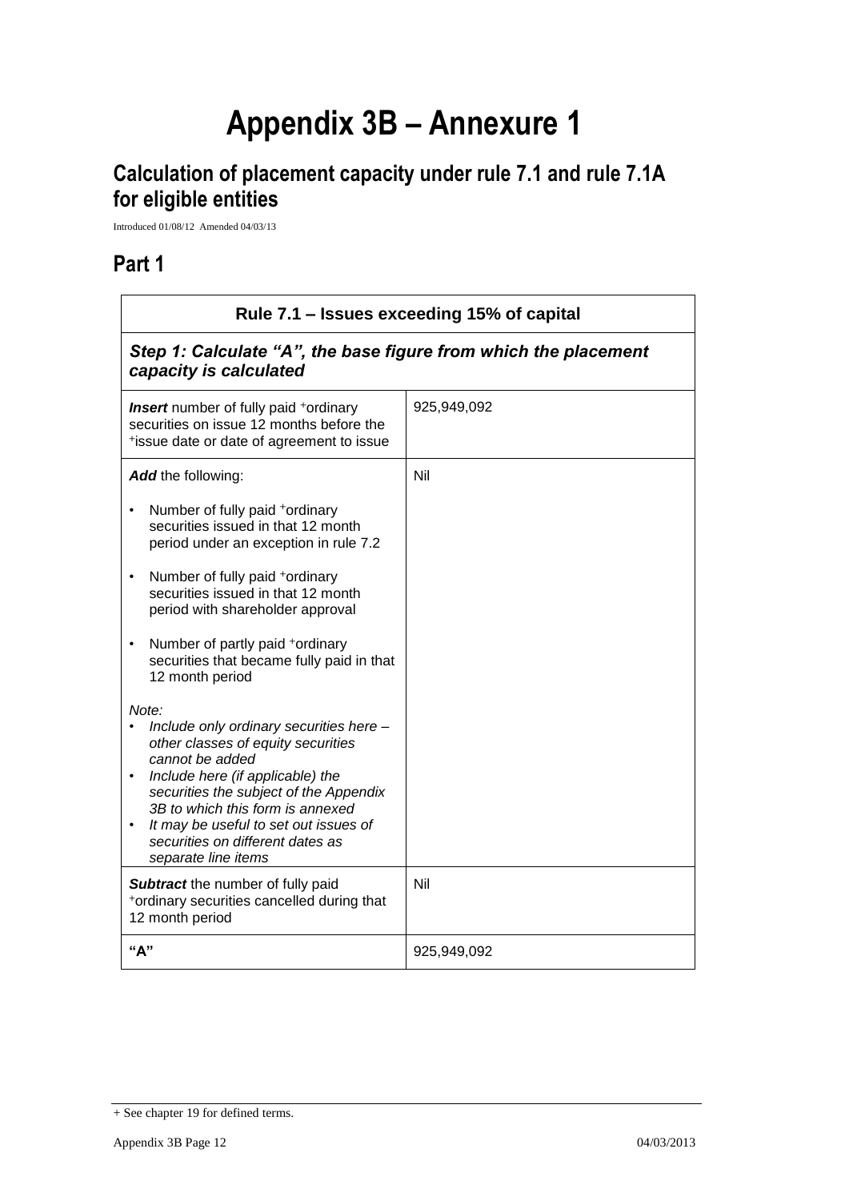# Appendix 3B – Annexure 1

## Calculation of placement capacity under rule 7.1 and rule 7.1A for eligible entities

Introduced 01/08/12 Amended 04/03/13

## Part 1

| Rule 7.1 – Issues exceeding 15% of capital | |
|---|---|
| ***Step 1: Calculate "A", the base figure from which the placement capacity is calculated*** | |
| ***Insert*** number of fully paid +ordinary securities on issue 12 months before the +issue date or date of agreement to issue | 925,949,092 |
| ***Add*** the following:<br>• Number of fully paid +ordinary securities issued in that 12 month period under an exception in rule 7.2<br>• Number of fully paid +ordinary securities issued in that 12 month period with shareholder approval<br>• Number of partly paid +ordinary securities that became fully paid in that 12 month period<br>*Note:*<br>• *Include only ordinary securities here – other classes of equity securities cannot be added*<br>• *Include here (if applicable) the securities the subject of the Appendix 3B to which this form is annexed*<br>• *It may be useful to set out issues of securities on different dates as separate line items* | Nil |
| ***Subtract*** the number of fully paid +ordinary securities cancelled during that 12 month period | Nil |
| **"A"** | 925,949,092 |

+ See chapter 19 for defined terms.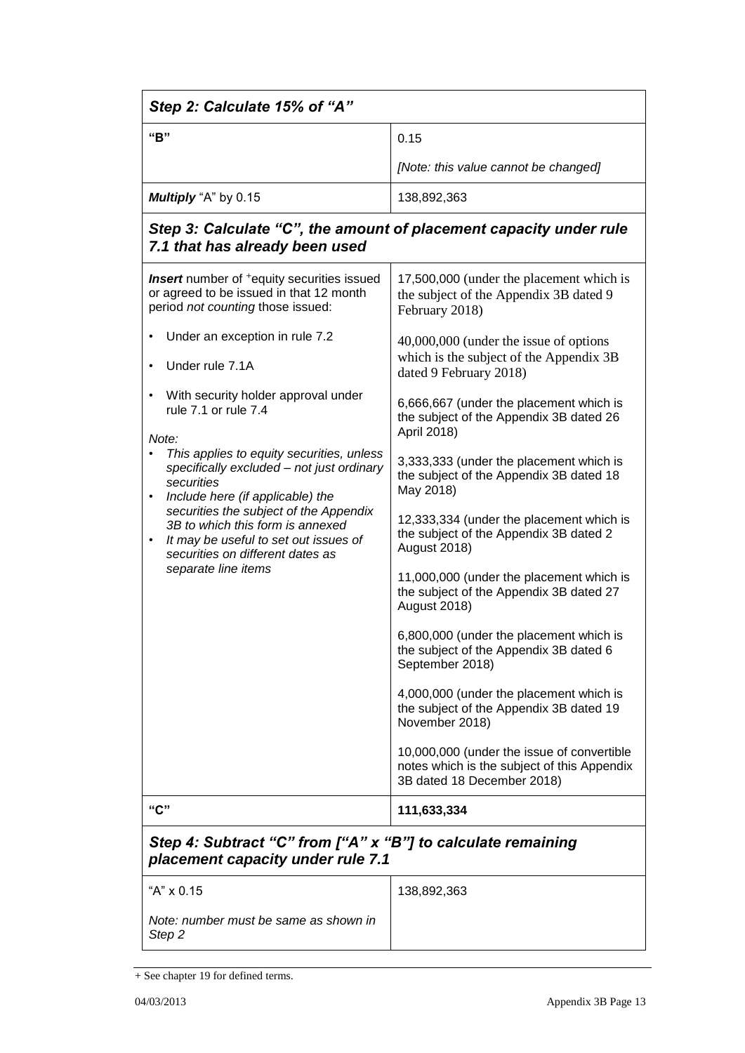| ***Step 2: Calculate 15% of "A"*** | |
|---|---|
| **"B"** | 0.15<br><br>*[Note: this value cannot be changed]* |
| ***Multiply*** "A" by 0.15 | 138,892,363 |
| ***Step 3: Calculate "C", the amount of placement capacity under rule 7.1 that has already been used*** | |
| ***Insert*** number of +equity securities issued or agreed to be issued in that 12 month period *not counting* those issued:<br><br>• Under an exception in rule 7.2<br>• Under rule 7.1A<br>• With security holder approval under rule 7.1 or rule 7.4<br><br>*Note:*<br>• *This applies to equity securities, unless specifically excluded – not just ordinary securities*<br>• *Include here (if applicable) the securities the subject of the Appendix 3B to which this form is annexed*<br>• *It may be useful to set out issues of securities on different dates as separate line items* | 17,500,000 (under the placement which is the subject of the Appendix 3B dated 9 February 2018)<br><br>40,000,000 (under the issue of options which is the subject of the Appendix 3B dated 9 February 2018)<br><br>6,666,667 (under the placement which is the subject of the Appendix 3B dated 26 April 2018)<br><br>3,333,333 (under the placement which is the subject of the Appendix 3B dated 18 May 2018)<br><br>12,333,334 (under the placement which is the subject of the Appendix 3B dated 2 August 2018)<br><br>11,000,000 (under the placement which is the subject of the Appendix 3B dated 27 August 2018)<br><br>6,800,000 (under the placement which is the subject of the Appendix 3B dated 6 September 2018)<br><br>4,000,000 (under the placement which is the subject of the Appendix 3B dated 19 November 2018)<br><br>10,000,000 (under the issue of convertible notes which is the subject of this Appendix 3B dated 18 December 2018) |
| **"C"** | **111,633,334** |
| ***Step 4: Subtract "C" from ["A" x "B"] to calculate remaining placement capacity under rule 7.1*** | |
| "A" x 0.15<br><br>*Note: number must be same as shown in Step 2* | 138,892,363 |

+ See chapter 19 for defined terms.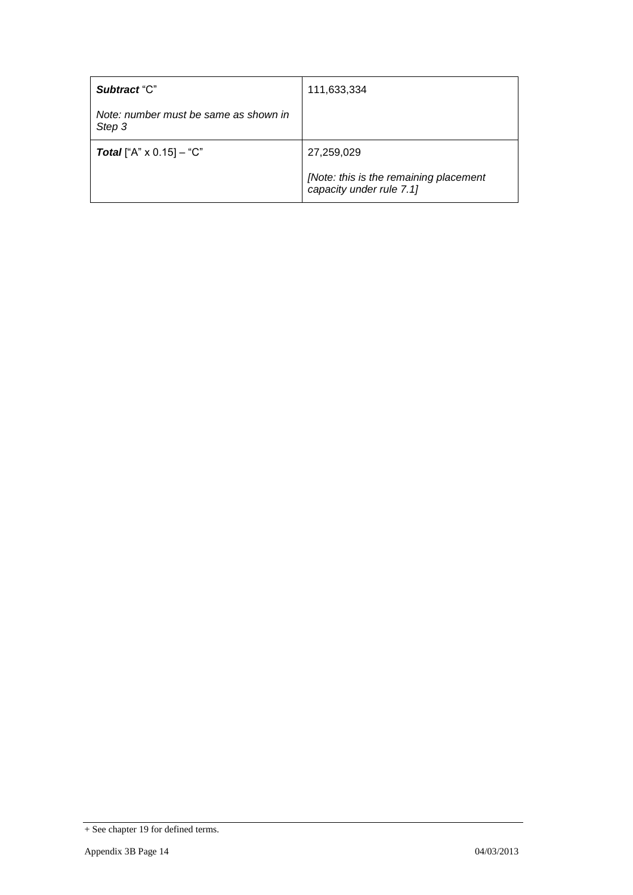| | |
|---|---|
| ***Subtract*** "C"<br><br>*Note: number must be same as shown in Step 3* | 111,633,334 |
| ***Total*** ["A" x 0.15] – "C" | 27,259,029<br><br>*[Note: this is the remaining placement capacity under rule 7.1]* |

+ See chapter 19 for defined terms.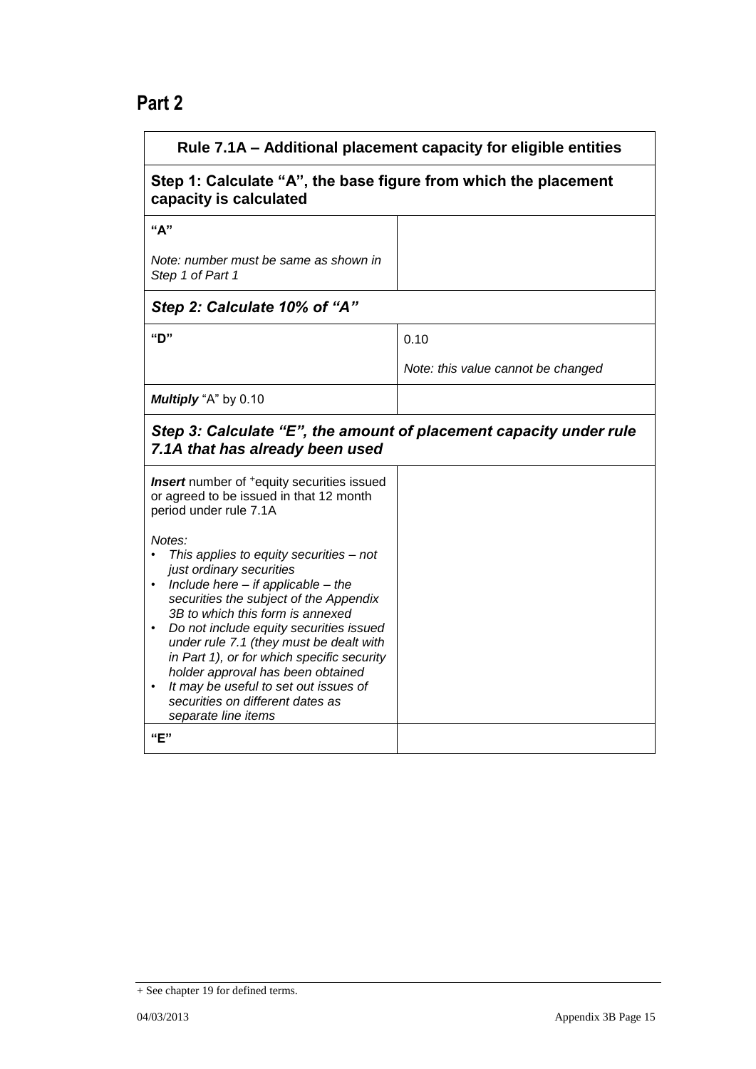## Part 2

| Rule 7.1A – Additional placement capacity for eligible entities | |
|---|---|
| **Step 1: Calculate "A", the base figure from which the placement capacity is calculated** | |
| **"A"**<br><br>*Note: number must be same as shown in Step 1 of Part 1* | |
| ***Step 2: Calculate 10% of "A"*** | |
| **"D"** | 0.10<br><br>*Note: this value cannot be changed* |
| ***Multiply*** "A" by 0.10 | |
| ***Step 3: Calculate "E", the amount of placement capacity under rule 7.1A that has already been used*** | |
| ***Insert*** number of +equity securities issued or agreed to be issued in that 12 month period under rule 7.1A<br><br>*Notes:*<br>• *This applies to equity securities – not just ordinary securities*<br>• *Include here – if applicable – the securities the subject of the Appendix 3B to which this form is annexed*<br>• *Do not include equity securities issued under rule 7.1 (they must be dealt with in Part 1), or for which specific security holder approval has been obtained*<br>• *It may be useful to set out issues of securities on different dates as separate line items* | |
| **"E"** | |

+ See chapter 19 for defined terms.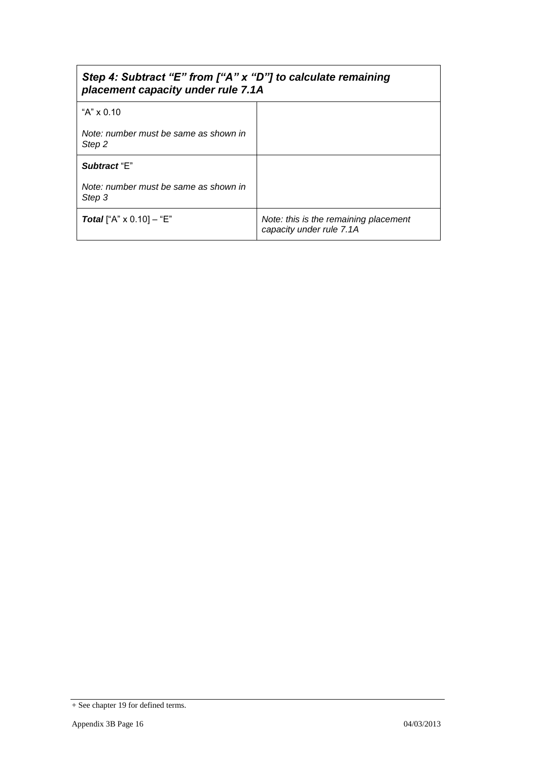| Step 4: Subtract "E" from ["A" x "D"] to calculate remaining placement capacity under rule 7.1A | |
| --- | --- |
| "A" x 0.10<br><br>*Note: number must be same as shown in Step 2* | |
| ***Subtract*** "E"<br><br>*Note: number must be same as shown in Step 3* | |
| ***Total*** ["A" x 0.10] – "E" | *Note: this is the remaining placement capacity under rule 7.1A* |

+ See chapter 19 for defined terms.